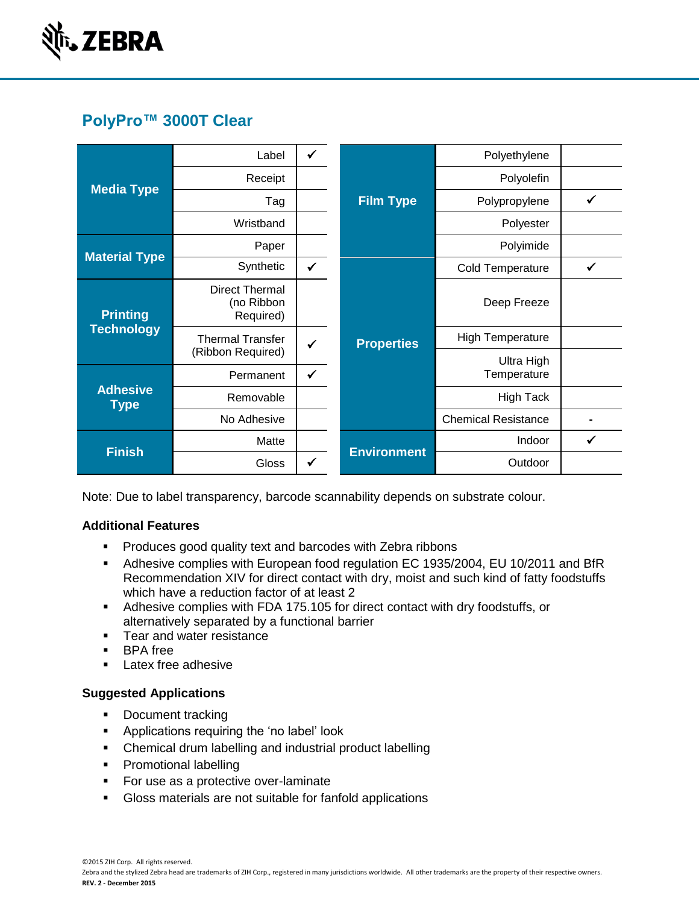# PolyPro™ 3000T Clear

| Category | Option | ✓ |
|---|---|---|
| Media Type | Label | ✓ |
| | Receipt | |
| | Tag | |
| | Wristband | |
| Material Type | Paper | |
| | Synthetic | ✓ |
| Printing Technology | Direct Thermal (no Ribbon Required) | |
| | Thermal Transfer (Ribbon Required) | ✓ |
| Adhesive Type | Permanent | ✓ |
| | Removable | |
| | No Adhesive | |
| Finish | Matte | |
| | Gloss | ✓ |

| Category | Option | ✓ |
|---|---|---|
| Film Type | Polyethylene | |
| | Polyolefin | |
| | Polypropylene | ✓ |
| | Polyester | |
| | Polyimide | |
| Properties | Cold Temperature | ✓ |
| | Deep Freeze | |
| | High Temperature | |
| | Ultra High Temperature | |
| | High Tack | |
| | Chemical Resistance | - |
| Environment | Indoor | ✓ |
| | Outdoor | |

Note: Due to label transparency, barcode scannability depends on substrate colour.

### Additional Features

- Produces good quality text and barcodes with Zebra ribbons
- Adhesive complies with European food regulation EC 1935/2004, EU 10/2011 and BfR Recommendation XIV for direct contact with dry, moist and such kind of fatty foodstuffs which have a reduction factor of at least 2
- Adhesive complies with FDA 175.105 for direct contact with dry foodstuffs, or alternatively separated by a functional barrier
- Tear and water resistance
- BPA free
- Latex free adhesive

### Suggested Applications

- Document tracking
- Applications requiring the 'no label' look
- Chemical drum labelling and industrial product labelling
- Promotional labelling
- For use as a protective over-laminate
- Gloss materials are not suitable for fanfold applications

©2015 ZIH Corp. All rights reserved.
Zebra and the stylized Zebra head are trademarks of ZIH Corp., registered in many jurisdictions worldwide. All other trademarks are the property of their respective owners.
**REV. 2 - December 2015**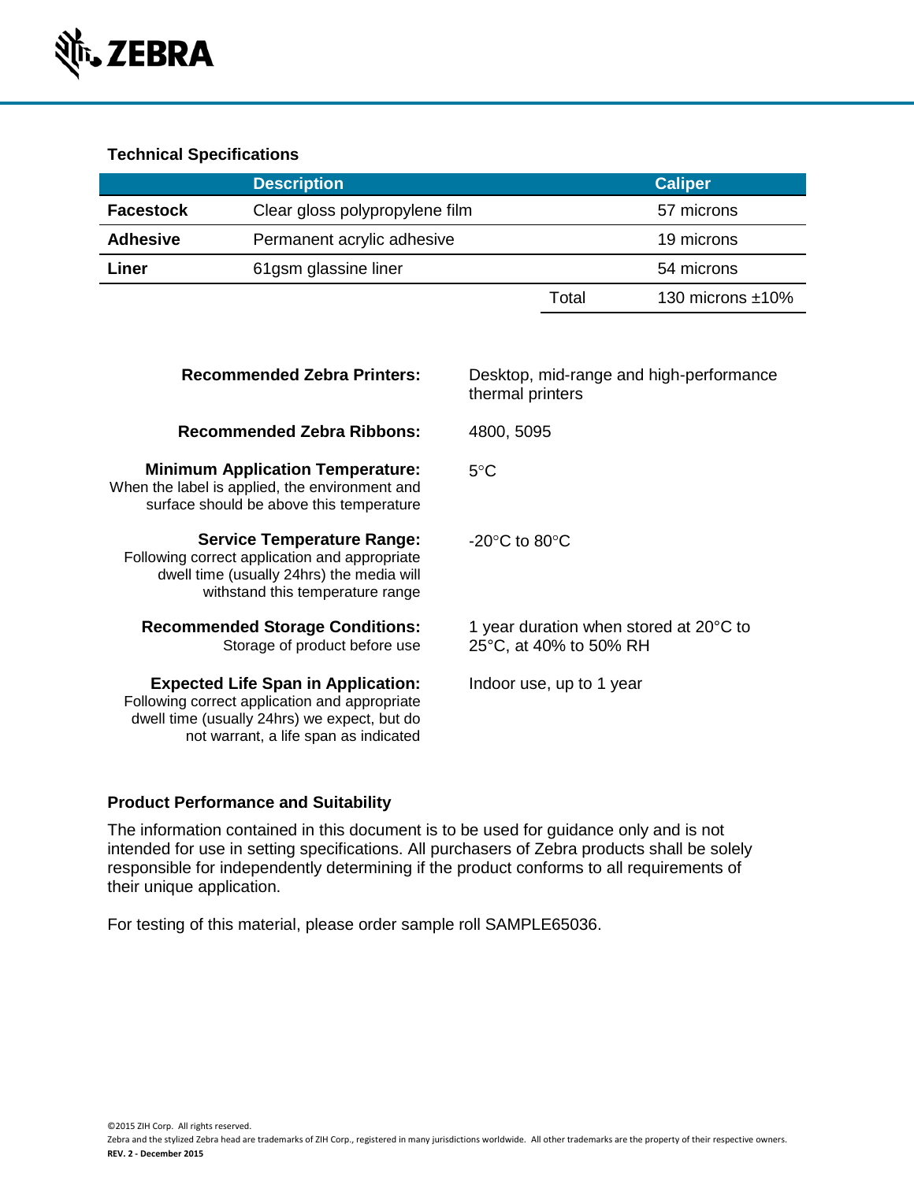## Technical Specifications

| | Description | | Caliper |
|---|---|---|---|
| **Facestock** | Clear gloss polypropylene film | | 57 microns |
| **Adhesive** | Permanent acrylic adhesive | | 19 microns |
| **Liner** | 61gsm glassine liner | | 54 microns |
| | | Total | 130 microns ±10% |

| | |
|---|---|
| **Recommended Zebra Printers:** | Desktop, mid-range and high-performance thermal printers |
| **Recommended Zebra Ribbons:** | 4800, 5095 |
| **Minimum Application Temperature:** When the label is applied, the environment and surface should be above this temperature | 5°C |
| **Service Temperature Range:** Following correct application and appropriate dwell time (usually 24hrs) the media will withstand this temperature range | -20°C to 80°C |
| **Recommended Storage Conditions:** Storage of product before use | 1 year duration when stored at 20°C to 25°C, at 40% to 50% RH |
| **Expected Life Span in Application:** Following correct application and appropriate dwell time (usually 24hrs) we expect, but do not warrant, a life span as indicated | Indoor use, up to 1 year |

## Product Performance and Suitability

The information contained in this document is to be used for guidance only and is not intended for use in setting specifications. All purchasers of Zebra products shall be solely responsible for independently determining if the product conforms to all requirements of their unique application.

For testing of this material, please order sample roll SAMPLE65036.

©2015 ZIH Corp. All rights reserved.
Zebra and the stylized Zebra head are trademarks of ZIH Corp., registered in many jurisdictions worldwide. All other trademarks are the property of their respective owners.
**REV. 2 - December 2015**